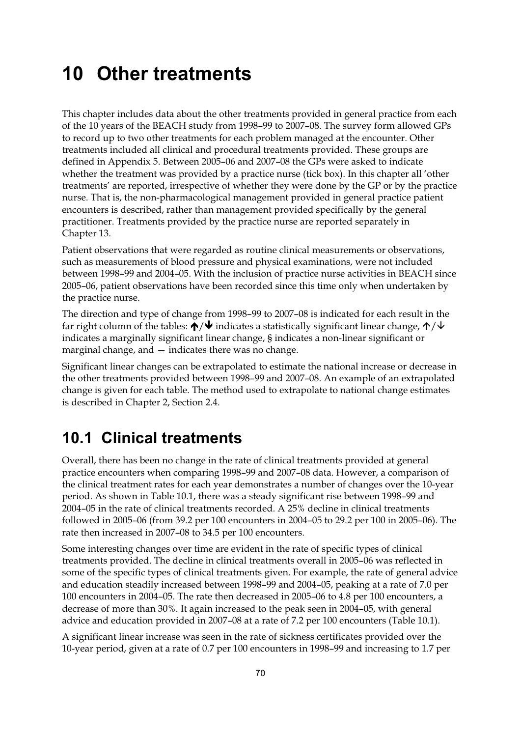# 10 Other treatments

This chapter includes data about the other treatments provided in general practice from each of the 10 years of the BEACH study from 1998–99 to 2007–08. The survey form allowed GPs to record up to two other treatments for each problem managed at the encounter. Other treatments included all clinical and procedural treatments provided. These groups are defined in Appendix 5. Between 2005–06 and 2007–08 the GPs were asked to indicate whether the treatment was provided by a practice nurse (tick box). In this chapter all 'other treatments' are reported, irrespective of whether they were done by the GP or by the practice nurse. That is, the non-pharmacological management provided in general practice patient encounters is described, rather than management provided specifically by the general practitioner. Treatments provided by the practice nurse are reported separately in Chapter 13.

Patient observations that were regarded as routine clinical measurements or observations, such as measurements of blood pressure and physical examinations, were not included between 1998–99 and 2004–05. With the inclusion of practice nurse activities in BEACH since 2005–06, patient observations have been recorded since this time only when undertaken by the practice nurse.

The direction and type of change from 1998–99 to 2007–08 is indicated for each result in the far right column of the tables: **↑**/**↓** indicates a statistically significant linear change, ↑/↓ indicates a marginally significant linear change, § indicates a non-linear significant or marginal change, and — indicates there was no change.

Significant linear changes can be extrapolated to estimate the national increase or decrease in the other treatments provided between 1998–99 and 2007–08. An example of an extrapolated change is given for each table. The method used to extrapolate to national change estimates is described in Chapter 2, Section 2.4.

## 10.1 Clinical treatments

Overall, there has been no change in the rate of clinical treatments provided at general practice encounters when comparing 1998–99 and 2007–08 data. However, a comparison of the clinical treatment rates for each year demonstrates a number of changes over the 10-year period. As shown in Table 10.1, there was a steady significant rise between 1998–99 and 2004–05 in the rate of clinical treatments recorded. A 25% decline in clinical treatments followed in 2005–06 (from 39.2 per 100 encounters in 2004–05 to 29.2 per 100 in 2005–06). The rate then increased in 2007–08 to 34.5 per 100 encounters.

Some interesting changes over time are evident in the rate of specific types of clinical treatments provided. The decline in clinical treatments overall in 2005–06 was reflected in some of the specific types of clinical treatments given. For example, the rate of general advice and education steadily increased between 1998–99 and 2004–05, peaking at a rate of 7.0 per 100 encounters in 2004–05. The rate then decreased in 2005–06 to 4.8 per 100 encounters, a decrease of more than 30%. It again increased to the peak seen in 2004–05, with general advice and education provided in 2007–08 at a rate of 7.2 per 100 encounters (Table 10.1).

A significant linear increase was seen in the rate of sickness certificates provided over the 10-year period, given at a rate of 0.7 per 100 encounters in 1998–99 and increasing to 1.7 per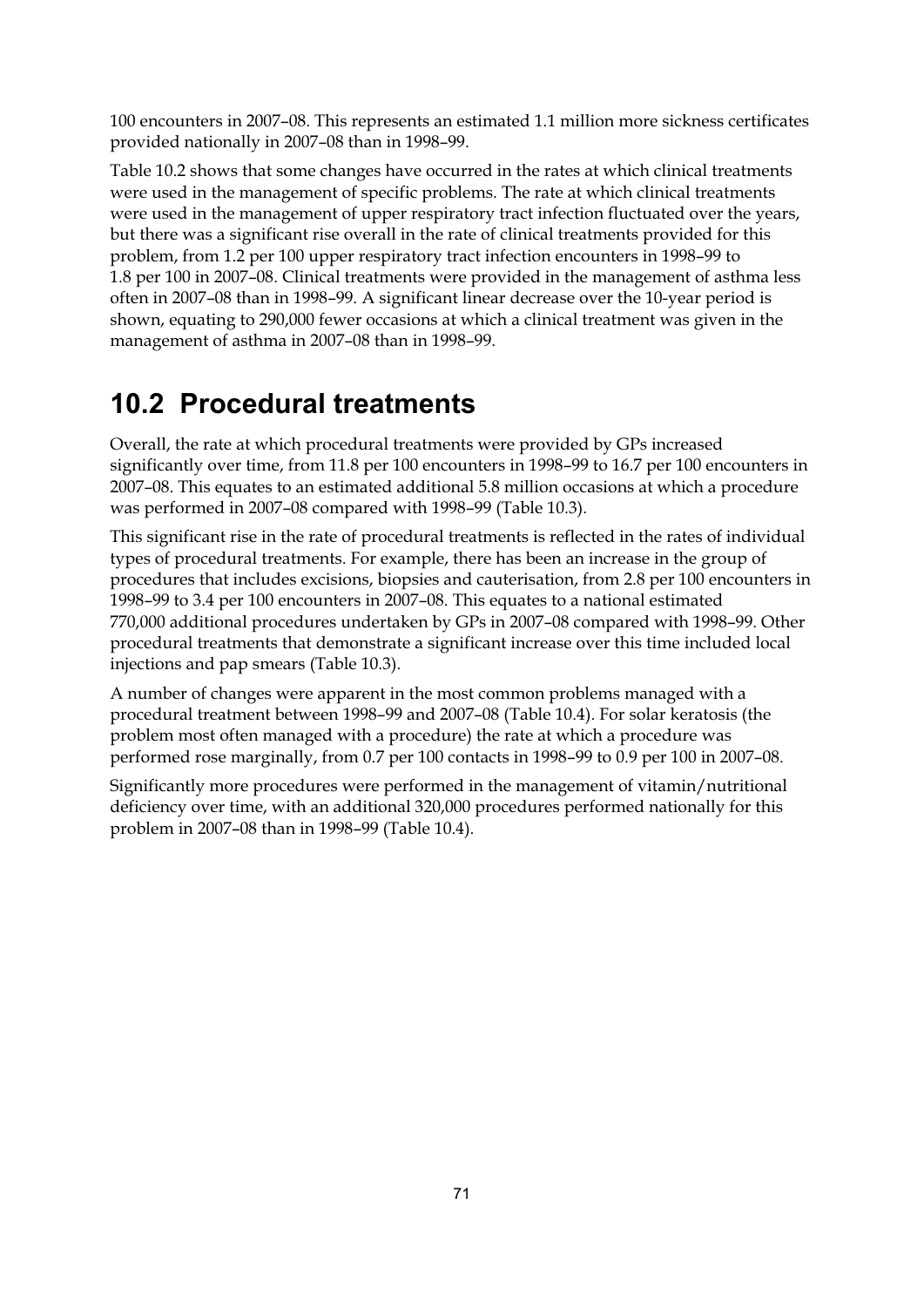100 encounters in 2007–08. This represents an estimated 1.1 million more sickness certificates provided nationally in 2007–08 than in 1998–99.

Table 10.2 shows that some changes have occurred in the rates at which clinical treatments were used in the management of specific problems. The rate at which clinical treatments were used in the management of upper respiratory tract infection fluctuated over the years, but there was a significant rise overall in the rate of clinical treatments provided for this problem, from 1.2 per 100 upper respiratory tract infection encounters in 1998–99 to 1.8 per 100 in 2007–08. Clinical treatments were provided in the management of asthma less often in 2007–08 than in 1998–99. A significant linear decrease over the 10-year period is shown, equating to 290,000 fewer occasions at which a clinical treatment was given in the management of asthma in 2007–08 than in 1998–99.

## 10.2 Procedural treatments

Overall, the rate at which procedural treatments were provided by GPs increased significantly over time, from 11.8 per 100 encounters in 1998–99 to 16.7 per 100 encounters in 2007–08. This equates to an estimated additional 5.8 million occasions at which a procedure was performed in 2007–08 compared with 1998–99 (Table 10.3).

This significant rise in the rate of procedural treatments is reflected in the rates of individual types of procedural treatments. For example, there has been an increase in the group of procedures that includes excisions, biopsies and cauterisation, from 2.8 per 100 encounters in 1998–99 to 3.4 per 100 encounters in 2007–08. This equates to a national estimated 770,000 additional procedures undertaken by GPs in 2007–08 compared with 1998–99. Other procedural treatments that demonstrate a significant increase over this time included local injections and pap smears (Table 10.3).

A number of changes were apparent in the most common problems managed with a procedural treatment between 1998–99 and 2007–08 (Table 10.4). For solar keratosis (the problem most often managed with a procedure) the rate at which a procedure was performed rose marginally, from 0.7 per 100 contacts in 1998–99 to 0.9 per 100 in 2007–08.

Significantly more procedures were performed in the management of vitamin/nutritional deficiency over time, with an additional 320,000 procedures performed nationally for this problem in 2007–08 than in 1998–99 (Table 10.4).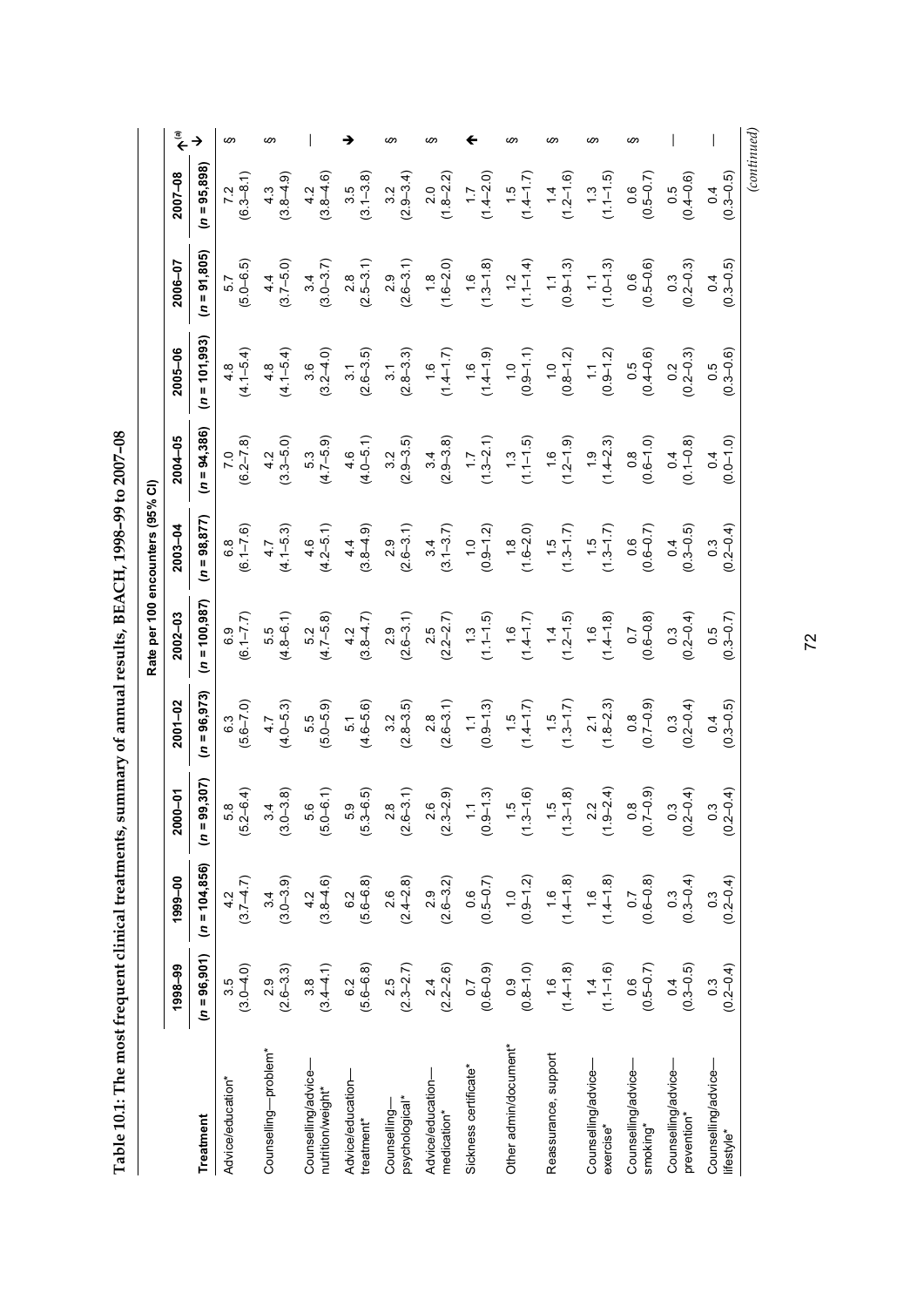**Table 10.1: The most frequent clinical treatments, summary of annual results, BEACH, 1998–99 to 2007–08**

| | Rate per 100 encounters (95% CI) | | | | | | | | | | |
|---|---|---|---|---|---|---|---|---|---|---|---|
| **Treatment** | **1998–99** (*n* = 96,901) | **1999–00** (*n* = 104,856) | **2000–01** (*n* = 99,307) | **2001–02** (*n* = 96,973) | **2002–03** (*n* = 100,987) | **2003–04** (*n* = 98,877) | **2004–05** (*n* = 94,386) | **2005–06** (*n* = 101,993) | **2006–07** (*n* = 91,805) | **2007–08** (*n* = 95,898) | **↑↓[(a)]** |
| Advice/education* | 3.5 (3.0–4.0) | 4.2 (3.7–4.7) | 5.8 (5.2–6.4) | 6.3 (5.6–7.0) | 6.9 (6.1–7.7) | 6.8 (6.1–7.6) | 7.0 (6.2–7.8) | 4.8 (4.1–5.4) | 5.7 (5.0–6.5) | 7.2 (6.3–8.1) | § |
| Counselling—problem* | 2.9 (2.6–3.3) | 3.4 (3.0–3.9) | 3.4 (3.0–3.8) | 4.7 (4.0–5.3) | 5.5 (4.8–6.1) | 4.7 (4.1–5.3) | 4.2 (3.3–5.0) | 4.8 (4.1–5.4) | 4.4 (3.7–5.0) | 4.3 (3.8–4.9) | § |
| Counselling/advice—nutrition/weight* | 3.8 (3.4–4.1) | 4.2 (3.8–4.6) | 5.6 (5.0–6.1) | 5.5 (5.0–5.9) | 5.2 (4.7–5.8) | 4.6 (4.2–5.1) | 5.3 (4.7–5.9) | 3.6 (3.2–4.0) | 3.4 (3.0–3.7) | 4.2 (3.8–4.6) | — |
| Advice/education—treatment* | 6.2 (5.6–6.8) | 6.2 (5.6–6.8) | 5.9 (5.3–6.5) | 5.1 (4.6–5.6) | 4.2 (3.8–4.7) | 4.4 (3.8–4.9) | 4.6 (4.0–5.1) | 3.1 (2.6–3.5) | 2.8 (2.5–3.1) | 3.5 (3.1–3.8) | ↓ |
| Counselling—psychological* | 2.5 (2.3–2.7) | 2.6 (2.4–2.8) | 2.8 (2.6–3.1) | 3.2 (2.8–3.5) | 2.9 (2.6–3.1) | 2.9 (2.6–3.1) | 3.2 (2.9–3.5) | 3.1 (2.8–3.3) | 2.9 (2.6–3.1) | 3.2 (2.9–3.4) | § |
| Advice/education—medication* | 2.4 (2.2–2.6) | 2.9 (2.6–3.2) | 2.6 (2.3–2.9) | 2.8 (2.6–3.1) | 2.5 (2.2–2.7) | 3.4 (3.1–3.7) | 3.4 (2.9–3.8) | 1.6 (1.4–1.7) | 1.8 (1.6–2.0) | 2.0 (1.8–2.2) | § |
| Sickness certificate* | 0.7 (0.6–0.9) | 0.6 (0.5–0.7) | 1.1 (0.9–1.3) | 1.1 (0.9–1.3) | 1.3 (1.1–1.5) | 1.0 (0.9–1.2) | 1.7 (1.3–2.1) | 1.6 (1.4–1.9) | 1.6 (1.3–1.8) | 1.7 (1.4–2.0) | ↑ |
| Other admin/document* | 0.9 (0.8–1.0) | 1.0 (0.9–1.2) | 1.5 (1.3–1.6) | 1.5 (1.4–1.7) | 1.6 (1.4–1.7) | 1.8 (1.6–2.0) | 1.3 (1.1–1.5) | 1.0 (0.9–1.1) | 1.2 (1.1–1.4) | 1.5 (1.4–1.7) | § |
| Reassurance, support | 1.6 (1.4–1.8) | 1.6 (1.4–1.8) | 1.5 (1.3–1.8) | 1.5 (1.3–1.7) | 1.4 (1.2–1.5) | 1.5 (1.3–1.7) | 1.6 (1.2–1.9) | 1.0 (0.8–1.2) | 1.1 (0.9–1.3) | 1.4 (1.2–1.6) | § |
| Counselling/advice—exercise* | 1.4 (1.1–1.6) | 1.6 (1.4–1.8) | 2.2 (1.9–2.4) | 2.1 (1.8–2.3) | 1.6 (1.4–1.8) | 1.5 (1.3–1.7) | 1.9 (1.4–2.3) | 1.1 (0.9–1.2) | 1.1 (1.0–1.3) | 1.3 (1.1–1.5) | § |
| Counselling/advice—smoking* | 0.6 (0.5–0.7) | 0.7 (0.6–0.8) | 0.8 (0.7–0.9) | 0.8 (0.7–0.9) | 0.7 (0.6–0.8) | 0.6 (0.6–0.7) | 0.8 (0.6–1.0) | 0.5 (0.4–0.6) | 0.6 (0.5–0.6) | 0.6 (0.5–0.7) | § |
| Counselling/advice—prevention* | 0.4 (0.3–0.5) | 0.3 (0.3–0.4) | 0.3 (0.2–0.4) | 0.3 (0.2–0.4) | 0.3 (0.2–0.4) | 0.4 (0.3–0.5) | 0.4 (0.1–0.8) | 0.2 (0.2–0.3) | 0.3 (0.2–0.3) | 0.5 (0.4–0.6) | — |
| Counselling/advice—lifestyle* | 0.3 (0.2–0.4) | 0.3 (0.2–0.4) | 0.3 (0.2–0.4) | 0.4 (0.3–0.5) | 0.5 (0.3–0.7) | 0.3 (0.2–0.4) | 0.4 (0.0–1.0) | 0.5 (0.3–0.6) | 0.4 (0.3–0.5) | 0.4 (0.3–0.5) | — |

*(continued)*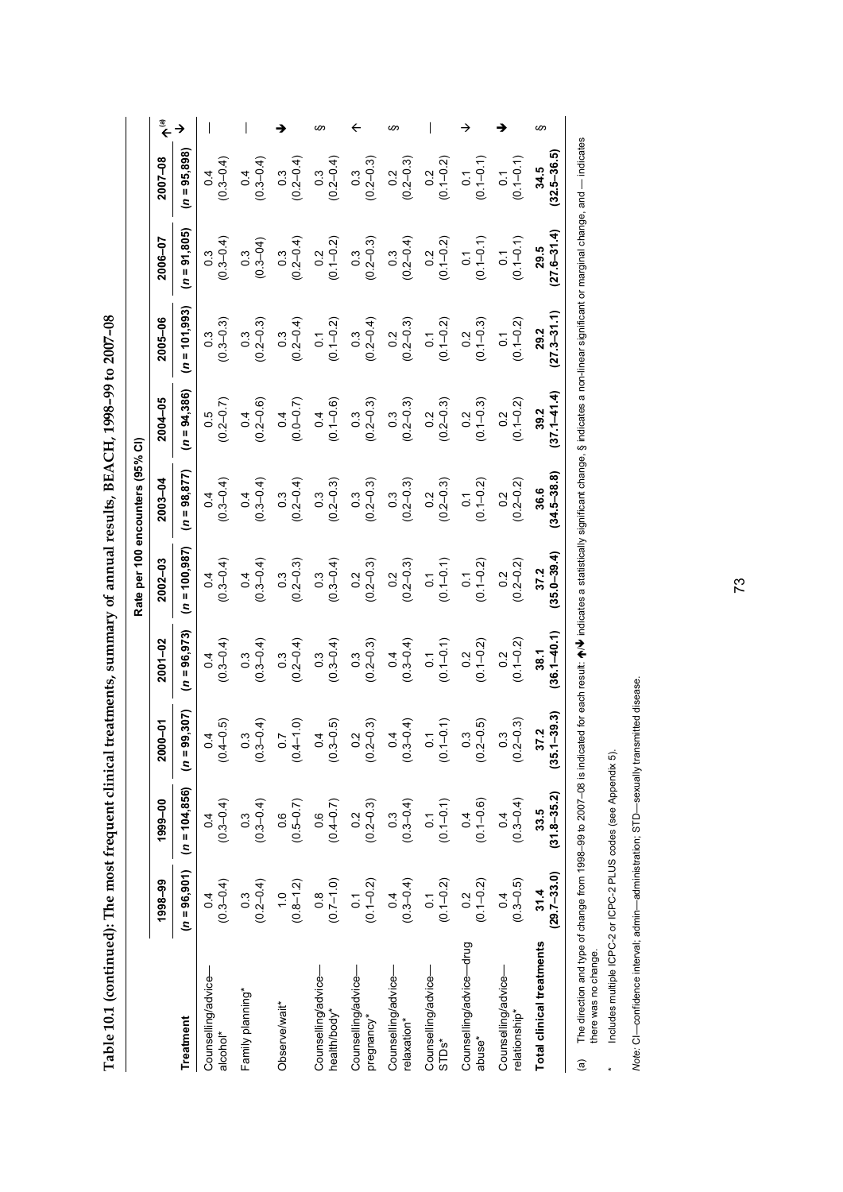**Table 10.1 (continued): The most frequent clinical treatments, summary of annual results, BEACH, 1998–99 to 2007–08**

| Treatment | Rate per 100 encounters (95% CI) | | | | | | | | | | ↑↓[(a)] |
|---|---|---|---|---|---|---|---|---|---|---|---|
| | 1998–99 (*n* = 96,901) | 1999–00 (*n* = 104,856) | 2000–01 (*n* = 99,307) | 2001–02 (*n* = 96,973) | 2002–03 (*n* = 100,987) | 2003–04 (*n* = 98,877) | 2004–05 (*n* = 94,386) | 2005–06 (*n* = 101,993) | 2006–07 (*n* = 91,805) | 2007–08 (*n* = 95,898) | |
| Counselling/advice—alcohol* | 0.4 (0.3–0.4) | 0.4 (0.3–0.4) | 0.4 (0.4–0.5) | 0.4 (0.3–0.4) | 0.4 (0.3–0.4) | 0.4 (0.3–0.4) | 0.5 (0.2–0.7) | 0.3 (0.3–0.3) | 0.3 (0.3–0.4) | 0.4 (0.3–0.4) | — |
| Family planning* | 0.3 (0.2–0.4) | 0.3 (0.3–0.4) | 0.3 (0.3–0.4) | 0.3 (0.3–0.4) | 0.4 (0.3–0.4) | 0.4 (0.3–0.4) | 0.4 (0.2–0.6) | 0.3 (0.2–0.3) | 0.3 (0.3–04) | 0.4 (0.3–0.4) | — |
| Observe/wait* | 1.0 (0.8–1.2) | 0.6 (0.5–0.7) | 0.7 (0.4–1.0) | 0.3 (0.2–0.4) | 0.3 (0.2–0.3) | 0.3 (0.2–0.4) | 0.4 (0.0–0.7) | 0.3 (0.2–0.4) | 0.3 (0.2–0.4) | 0.3 (0.2–0.4) | ➔ |
| Counselling/advice—health/body* | 0.8 (0.7–1.0) | 0.6 (0.4–0.7) | 0.4 (0.3–0.5) | 0.3 (0.3–0.4) | 0.3 (0.3–0.4) | 0.3 (0.2–0.3) | 0.4 (0.1–0.6) | 0.1 (0.1–0.2) | 0.2 (0.1–0.2) | 0.3 (0.2–0.4) | § |
| Counselling/advice—pregnancy* | 0.1 (0.1–0.2) | 0.2 (0.2–0.3) | 0.2 (0.2–0.3) | 0.3 (0.2–0.3) | 0.2 (0.2–0.3) | 0.3 (0.2–0.3) | 0.3 (0.2–0.3) | 0.3 (0.2–0.4) | 0.3 (0.2–0.3) | 0.3 (0.2–0.3) | ↑ |
| Counselling/advice—relaxation* | 0.4 (0.3–0.4) | 0.3 (0.3–0.4) | 0.4 (0.3–0.4) | 0.4 (0.3–0.4) | 0.2 (0.2–0.3) | 0.3 (0.2–0.3) | 0.3 (0.2–0.3) | 0.2 (0.2–0.3) | 0.3 (0.2–0.4) | 0.2 (0.2–0.3) | § |
| Counselling/advice—STDs* | 0.1 (0.1–0.2) | 0.1 (0.1–0.1) | 0.1 (0.1–0.1) | 0.1 (0.1–0.1) | 0.1 (0.1–0.1) | 0.2 (0.2–0.3) | 0.2 (0.2–0.3) | 0.1 (0.1–0.2) | 0.2 (0.1–0.2) | 0.2 (0.1–0.2) | — |
| Counselling/advice—drug abuse* | 0.2 (0.1–0.2) | 0.4 (0.1–0.6) | 0.3 (0.2–0.5) | 0.2 (0.1–0.2) | 0.1 (0.1–0.2) | 0.1 (0.1–0.2) | 0.2 (0.1–0.3) | 0.2 (0.1–0.3) | 0.1 (0.1–0.1) | 0.1 (0.1–0.1) | ↓ |
| Counselling/advice—relationship* | 0.4 (0.3–0.5) | 0.4 (0.3–0.4) | 0.3 (0.2–0.3) | 0.2 (0.1–0.2) | 0.2 (0.2–0.2) | 0.2 (0.2–0.2) | 0.2 (0.1–0.2) | 0.1 (0.1–0.2) | 0.1 (0.1–0.1) | 0.1 (0.1–0.1) | ➔ |
| **Total clinical treatments** | **31.4 (29.7–33.0)** | **33.5 (31.8–35.2)** | **37.2 (35.1–39.3)** | **38.1 (36.1–40.1)** | **37.2 (35.0–39.4)** | **36.6 (34.5–38.8)** | **39.2 (37.1–41.4)** | **29.2 (27.3–31.1)** | **29.5 (27.6–31.4)** | **34.5 (32.5–36.5)** | § |

(a) The direction and type of change from 1998–99 to 2007–08 is indicated for each result: ↑/↓ indicates a statistically significant change, ↑/↓ indicates a marginal change, § indicates a non-linear significant or marginal change, and — indicates there was no change.

\* Includes multiple ICPC-2 or ICPC-2 PLUS codes (see Appendix 5).

*Note:* CI—confidence interval; admin—administration; STD—sexually transmitted disease.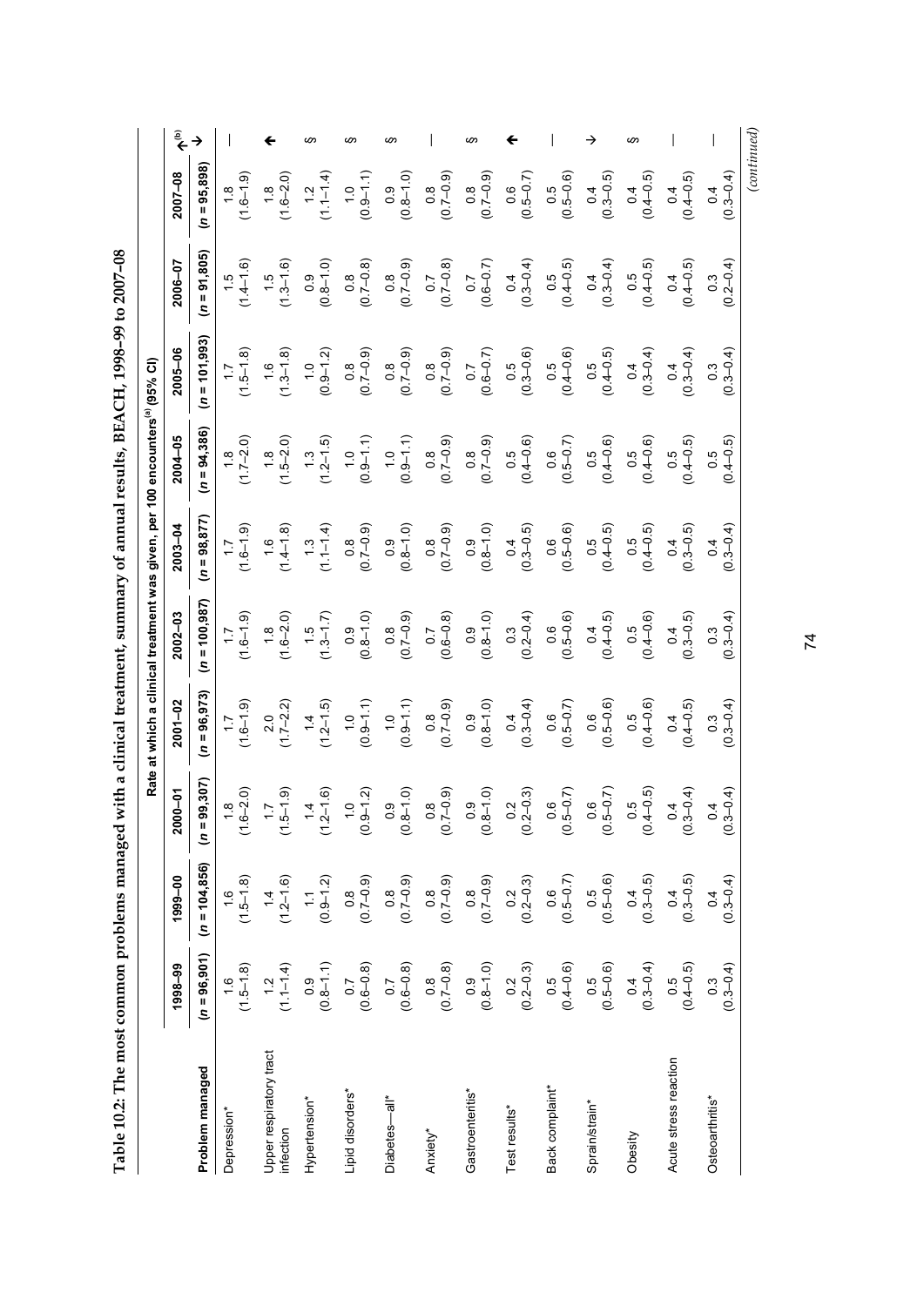**Table 10.2: The most common problems managed with a clinical treatment, summary of annual results, BEACH, 1998–99 to 2007–08**

| | Rate at which a clinical treatment was given, per 100 encounters[(a)] (95% CI) | | | | | | | | | | |
|---|---|---|---|---|---|---|---|---|---|---|---|
| **Problem managed** | **1998–99** (n = 96,901) | **1999–00** (n = 104,856) | **2000–01** (n = 99,307) | **2001–02** (n = 96,973) | **2002–03** (n = 100,987) | **2003–04** (n = 98,877) | **2004–05** (n = 94,386) | **2005–06** (n = 101,993) | **2006–07** (n = 91,805) | **2007–08** (n = 95,898) | **↑↓[(b)]** |
| Depression* | 1.6 (1.5–1.8) | 1.6 (1.5–1.8) | 1.8 (1.6–2.0) | 1.7 (1.6–1.9) | 1.7 (1.6–1.9) | 1.7 (1.6–1.9) | 1.8 (1.7–2.0) | 1.7 (1.5–1.8) | 1.5 (1.4–1.6) | 1.8 (1.6–1.9) | — |
| Upper respiratory tract infection | 1.2 (1.1–1.4) | 1.4 (1.2–1.6) | 1.7 (1.5–1.9) | 2.0 (1.7–2.2) | 1.8 (1.6–2.0) | 1.6 (1.4–1.8) | 1.8 (1.5–2.0) | 1.6 (1.3–1.8) | 1.5 (1.3–1.6) | 1.8 (1.6–2.0) | ↑ |
| Hypertension* | 0.9 (0.8–1.1) | 1.1 (0.9–1.2) | 1.4 (1.2–1.6) | 1.4 (1.2–1.5) | 1.5 (1.3–1.7) | 1.3 (1.1–1.4) | 1.3 (1.2–1.5) | 1.0 (0.9–1.2) | 0.9 (0.8–1.0) | 1.2 (1.1–1.4) | § |
| Lipid disorders* | 0.7 (0.6–0.8) | 0.8 (0.7–0.9) | 1.0 (0.9–1.2) | 1.0 (0.9–1.1) | 0.9 (0.8–1.0) | 0.8 (0.7–0.9) | 1.0 (0.9–1.1) | 0.8 (0.7–0.9) | 0.8 (0.7–0.8) | 1.0 (0.9–1.1) | § |
| Diabetes—all* | 0.7 (0.6–0.8) | 0.8 (0.7–0.9) | 0.9 (0.8–1.0) | 1.0 (0.9–1.1) | 0.8 (0.7–0.9) | 0.9 (0.8–1.0) | 1.0 (0.9–1.1) | 0.8 (0.7–0.9) | 0.8 (0.7–0.9) | 0.9 (0.8–1.0) | § |
| Anxiety* | 0.8 (0.7–0.8) | 0.8 (0.7–0.9) | 0.8 (0.7–0.9) | 0.8 (0.7–0.9) | 0.7 (0.6–0.8) | 0.8 (0.7–0.9) | 0.8 (0.7–0.9) | 0.8 (0.7–0.9) | 0.7 (0.7–0.8) | 0.8 (0.7–0.9) | — |
| Gastroenteritis* | 0.9 (0.8–1.0) | 0.8 (0.7–0.9) | 0.9 (0.8–1.0) | 0.9 (0.8–1.0) | 0.9 (0.8–1.0) | 0.9 (0.8–1.0) | 0.8 (0.7–0.9) | 0.7 (0.6–0.7) | 0.7 (0.6–0.7) | 0.8 (0.7–0.9) | § |
| Test results* | 0.2 (0.2–0.3) | 0.2 (0.2–0.3) | 0.2 (0.2–0.3) | 0.4 (0.3–0.4) | 0.3 (0.2–0.4) | 0.4 (0.3–0.5) | 0.5 (0.4–0.6) | 0.5 (0.3–0.6) | 0.4 (0.3–0.4) | 0.6 (0.5–0.7) | ↑ |
| Back complaint* | 0.5 (0.4–0.6) | 0.6 (0.5–0.7) | 0.6 (0.5–0.7) | 0.6 (0.5–0.7) | 0.6 (0.5–0.6) | 0.6 (0.5–0.6) | 0.6 (0.5–0.7) | 0.5 (0.4–0.6) | 0.5 (0.4–0.5) | 0.5 (0.5–0.6) | — |
| Sprain/strain* | 0.5 (0.5–0.6) | 0.5 (0.5–0.6) | 0.6 (0.5–0.7) | 0.6 (0.5–0.6) | 0.4 (0.4–0.5) | 0.5 (0.4–0.5) | 0.5 (0.4–0.6) | 0.5 (0.4–0.5) | 0.4 (0.3–0.4) | 0.4 (0.3–0.5) | ↓ |
| Obesity | 0.4 (0.3–0.4) | 0.4 (0.3–0.5) | 0.5 (0.4–0.5) | 0.5 (0.4–0.6) | 0.5 (0.4–0.6) | 0.5 (0.4–0.5) | 0.5 (0.4–0.6) | 0.4 (0.3–0.4) | 0.5 (0.4–0.5) | 0.4 (0.4–0.5) | § |
| Acute stress reaction | 0.5 (0.4–0.5) | 0.4 (0.3–0.5) | 0.4 (0.3–0.4) | 0.4 (0.4–0.5) | 0.4 (0.3–0.5) | 0.4 (0.3–0.5) | 0.5 (0.4–0.5) | 0.4 (0.3–0.4) | 0.4 (0.4–0.5) | 0.4 (0.4–0.5) | — |
| Osteoarthritis* | 0.3 (0.3–0.4) | 0.4 (0.3–0.4) | 0.4 (0.3–0.4) | 0.3 (0.3–0.4) | 0.3 (0.3–0.4) | 0.4 (0.3–0.4) | 0.5 (0.4–0.5) | 0.3 (0.3–0.4) | 0.3 (0.2–0.4) | 0.4 (0.3–0.4) | — |

*(continued)*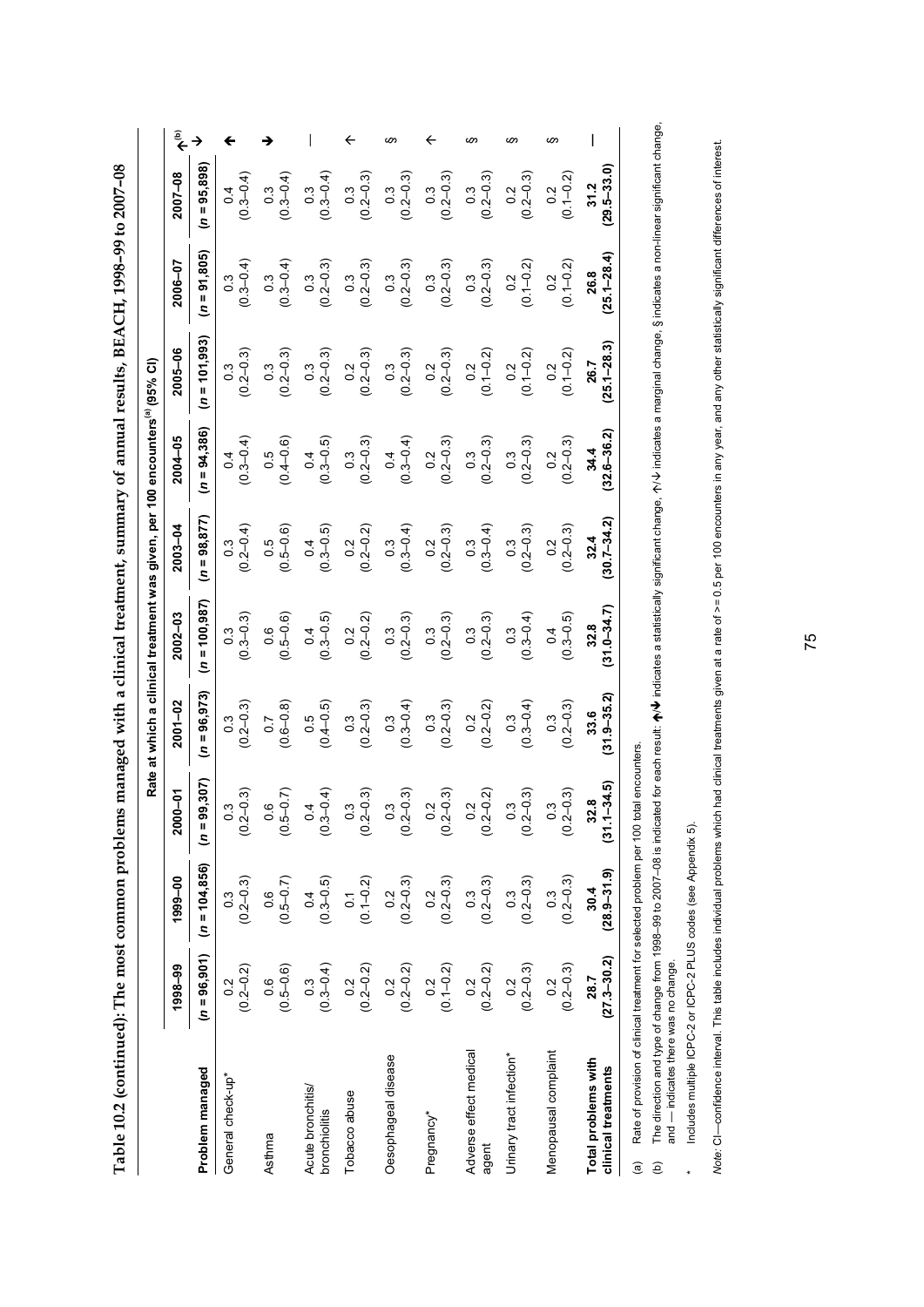**Table 10.2 (continued): The most common problems managed with a clinical treatment, summary of annual results, BEACH, 1998–99 to 2007–08**

| | Rate at which a clinical treatment was given, per 100 encounters[(a)] (95% CI) | | | | | | | | | | |
|---|---|---|---|---|---|---|---|---|---|---|---|
| **Problem managed** | **1998–99** (*n* = 96,901) | **1999–00** (*n* = 104,856) | **2000–01** (*n* = 99,307) | **2001–02** (*n* = 96,973) | **2002–03** (*n* = 100,987) | **2003–04** (*n* = 98,877) | **2004–05** (*n* = 94,386) | **2005–06** (*n* = 101,993) | **2006–07** (*n* = 91,805) | **2007–08** (*n* = 95,898) | **↑↓[(b)]** |
| General check-up* | 0.2 (0.2–0.2) | 0.3 (0.2–0.3) | 0.3 (0.2–0.3) | 0.3 (0.2–0.3) | 0.3 (0.3–0.3) | 0.3 (0.2–0.4) | 0.4 (0.3–0.4) | 0.3 (0.2–0.3) | 0.3 (0.3–0.4) | 0.4 (0.3–0.4) | ↑ |
| Asthma | 0.6 (0.5–0.6) | 0.6 (0.5–0.7) | 0.6 (0.5–0.7) | 0.7 (0.6–0.8) | 0.6 (0.5–0.6) | 0.5 (0.5–0.6) | 0.5 (0.4–0.6) | 0.3 (0.2–0.3) | 0.3 (0.3–0.4) | 0.3 (0.3–0.4) | ↓ |
| Acute bronchitis/ bronchiolitis | 0.3 (0.3–0.4) | 0.4 (0.3–0.5) | 0.4 (0.3–0.4) | 0.5 (0.4–0.5) | 0.4 (0.3–0.5) | 0.4 (0.3–0.5) | 0.4 (0.3–0.5) | 0.3 (0.2–0.3) | 0.3 (0.2–0.3) | 0.3 (0.3–0.4) | — |
| Tobacco abuse | 0.2 (0.2–0.2) | 0.1 (0.1–0.2) | 0.3 (0.2–0.3) | 0.3 (0.2–0.3) | 0.2 (0.2–0.2) | 0.2 (0.2–0.2) | 0.3 (0.2–0.3) | 0.2 (0.2–0.3) | 0.3 (0.2–0.3) | 0.3 (0.2–0.3) | ↑ |
| Oesophageal disease | 0.2 (0.2–0.2) | 0.2 (0.2–0.3) | 0.3 (0.2–0.3) | 0.3 (0.3–0.4) | 0.3 (0.2–0.3) | 0.3 (0.3–0.4) | 0.4 (0.3–0.4) | 0.3 (0.2–0.3) | 0.3 (0.2–0.3) | 0.3 (0.2–0.3) | § |
| Pregnancy* | 0.2 (0.1–0.2) | 0.2 (0.2–0.3) | 0.2 (0.2–0.3) | 0.3 (0.2–0.3) | 0.3 (0.2–0.3) | 0.2 (0.2–0.3) | 0.2 (0.2–0.3) | 0.2 (0.2–0.3) | 0.3 (0.2–0.3) | 0.3 (0.2–0.3) | ↑ |
| Adverse effect medical agent | 0.2 (0.2–0.2) | 0.3 (0.2–0.3) | 0.2 (0.2–0.2) | 0.2 (0.2–0.2) | 0.3 (0.2–0.3) | 0.3 (0.3–0.4) | 0.3 (0.2–0.3) | 0.2 (0.1–0.2) | 0.3 (0.2–0.3) | 0.3 (0.2–0.3) | § |
| Urinary tract infection* | 0.2 (0.2–0.3) | 0.3 (0.2–0.3) | 0.3 (0.2–0.3) | 0.3 (0.3–0.4) | 0.3 (0.3–0.4) | 0.3 (0.2–0.3) | 0.3 (0.2–0.3) | 0.2 (0.1–0.2) | 0.2 (0.1–0.2) | 0.2 (0.2–0.3) | § |
| Menopausal complaint | 0.2 (0.2–0.3) | 0.3 (0.2–0.3) | 0.3 (0.2–0.3) | 0.3 (0.2–0.3) | 0.4 (0.3–0.5) | 0.2 (0.2–0.3) | 0.2 (0.2–0.3) | 0.2 (0.1–0.2) | 0.2 (0.1–0.2) | 0.2 (0.1–0.2) | § |
| **Total problems with clinical treatments** | **28.7 (27.3–30.2)** | **30.4 (28.9–31.9)** | **32.8 (31.1–34.5)** | **33.6 (31.9–35.2)** | **32.8 (31.0–34.7)** | **32.4 (30.7–34.2)** | **34.4 (32.6–36.2)** | **26.7 (25.1–28.3)** | **26.8 (25.1–28.4)** | **31.2 (29.5–33.0)** | **—** |

(a) Rate of provision of clinical treatment for selected problem per 100 total encounters.

(b) The direction and type of change from 1998–99 to 2007–08 is indicated for each result: ↑/↓ indicates a statistically significant change, ↑/↓ indicates a marginal change, § indicates a non-linear significant change, and — indicates there was no change.

\* Includes multiple ICPC-2 or ICPC-2 PLUS codes (see Appendix 5).

*Note:* CI—confidence interval. This table includes individual problems which had clinical treatments given at a rate of >= 0.5 per 100 encounters in any year, and any other statistically significant differences of interest.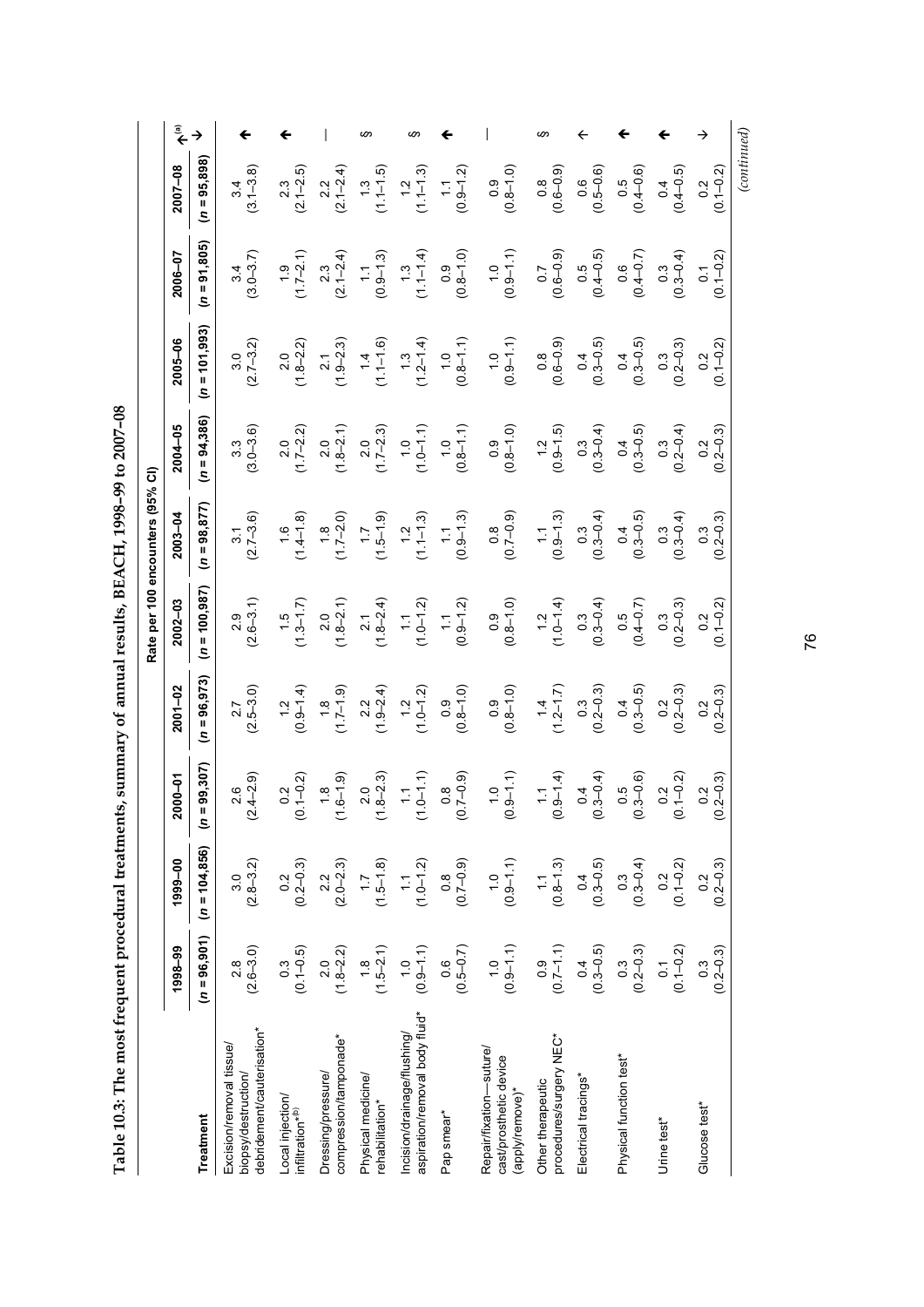**Table 10.3: The most frequent procedural treatments, summary of annual results, BEACH, 1998–99 to 2007–08**

| Treatment | Rate per 100 encounters (95% CI) | | | | | | | | | | |
|---|---|---|---|---|---|---|---|---|---|---|---|
| | 1998–99 | 1999–00 | 2000–01 | 2001–02 | 2002–03 | 2003–04 | 2004–05 | 2005–06 | 2006–07 | 2007–08 | ↑↓[(a)] |
| | (n = 96,901) | (n = 104,856) | (n = 99,307) | (n = 96,973) | (n = 100,987) | (n = 98,877) | (n = 94,386) | (n = 101,993) | (n = 91,805) | (n = 95,898) | |
| Excision/removal tissue/ biopsy/destruction/ debridement/cauterisation* | 2.8 (2.6–3.0) | 3.0 (2.8–3.2) | 2.6 (2.4–2.9) | 2.7 (2.5–3.0) | 2.9 (2.6–3.1) | 3.1 (2.7–3.6) | 3.3 (3.0–3.6) | 3.0 (2.7–3.2) | 3.4 (3.0–3.7) | 3.4 (3.1–3.8) | ↑ |
| Local injection/ infiltration*[(b)] | 0.3 (0.1–0.5) | 0.2 (0.2–0.3) | 0.2 (0.1–0.2) | 1.2 (0.9–1.4) | 1.5 (1.3–1.7) | 1.6 (1.4–1.8) | 2.0 (1.7–2.2) | 2.0 (1.8–2.2) | 1.9 (1.7–2.1) | 2.3 (2.1–2.5) | ↑ |
| Dressing/pressure/ compression/tamponade* | 2.0 (1.8–2.2) | 2.2 (2.0–2.3) | 1.8 (1.6–1.9) | 1.8 (1.7–1.9) | 2.0 (1.8–2.1) | 1.8 (1.7–2.0) | 2.0 (1.8–2.1) | 2.1 (1.9–2.3) | 2.3 (2.1–2.4) | 2.2 (2.1–2.4) | — |
| Physical medicine/ rehabilitation* | 1.8 (1.5–2.1) | 1.7 (1.5–1.8) | 2.0 (1.8–2.3) | 2.2 (1.9–2.4) | 2.1 (1.8–2.4) | 1.7 (1.5–1.9) | 2.0 (1.7–2.3) | 1.4 (1.1–1.6) | 1.1 (0.9–1.3) | 1.3 (1.1–1.5) | § |
| Incision/drainage/flushing/ aspiration/removal body fluid* | 1.0 (0.9–1.1) | 1.1 (1.0–1.2) | 1.1 (1.0–1.1) | 1.2 (1.0–1.2) | 1.1 (1.0–1.2) | 1.2 (1.1–1.3) | 1.0 (1.0–1.1) | 1.3 (1.2–1.4) | 1.3 (1.1–1.4) | 1.2 (1.1–1.3) | § |
| Pap smear* | 0.6 (0.5–0.7) | 0.8 (0.7–0.9) | 0.8 (0.7–0.9) | 0.9 (0.8–1.0) | 1.1 (0.9–1.2) | 1.1 (0.9–1.3) | 1.0 (0.8–1.1) | 1.0 (0.8–1.1) | 0.9 (0.8–1.0) | 1.1 (0.9–1.2) | ↑ |
| Repair/fixation—suture/ cast/prosthetic device (apply/remove)* | 1.0 (0.9–1.1) | 1.0 (0.9–1.1) | 1.0 (0.9–1.1) | 0.9 (0.8–1.0) | 0.9 (0.8–1.0) | 0.8 (0.7–0.9) | 0.9 (0.8–1.0) | 1.0 (0.9–1.1) | 1.0 (0.9–1.1) | 0.9 (0.8–1.0) | — |
| Other therapeutic procedures/surgery NEC* | 0.9 (0.7–1.1) | 1.1 (0.8–1.3) | 1.1 (0.9–1.4) | 1.4 (1.2–1.7) | 1.2 (1.0–1.4) | 1.1 (0.9–1.3) | 1.2 (0.9–1.5) | 0.8 (0.6–0.9) | 0.7 (0.6–0.9) | 0.8 (0.6–0.9) | § |
| Electrical tracings* | 0.4 (0.3–0.5) | 0.4 (0.3–0.5) | 0.4 (0.3–0.4) | 0.3 (0.2–0.3) | 0.3 (0.3–0.4) | 0.3 (0.3–0.4) | 0.3 (0.3–0.4) | 0.4 (0.3–0.5) | 0.5 (0.4–0.5) | 0.6 (0.5–0.6) | ↑ |
| Physical function test* | 0.3 (0.2–0.3) | 0.3 (0.3–0.4) | 0.5 (0.3–0.6) | 0.4 (0.3–0.5) | 0.5 (0.4–0.7) | 0.4 (0.3–0.5) | 0.4 (0.3–0.5) | 0.4 (0.3–0.5) | 0.6 (0.4–0.7) | 0.5 (0.4–0.6) | ↑ |
| Urine test* | 0.1 (0.1–0.2) | 0.2 (0.1–0.2) | 0.2 (0.1–0.2) | 0.2 (0.2–0.3) | 0.3 (0.2–0.3) | 0.3 (0.3–0.4) | 0.3 (0.2–0.4) | 0.3 (0.2–0.3) | 0.3 (0.3–0.4) | 0.4 (0.4–0.5) | ↑ |
| Glucose test* | 0.3 (0.2–0.3) | 0.2 (0.2–0.3) | 0.2 (0.2–0.3) | 0.2 (0.2–0.3) | 0.2 (0.1–0.2) | 0.3 (0.2–0.3) | 0.2 (0.2–0.3) | 0.2 (0.1–0.2) | 0.1 (0.1–0.2) | 0.2 (0.1–0.2) | ↓ |

*(continued)*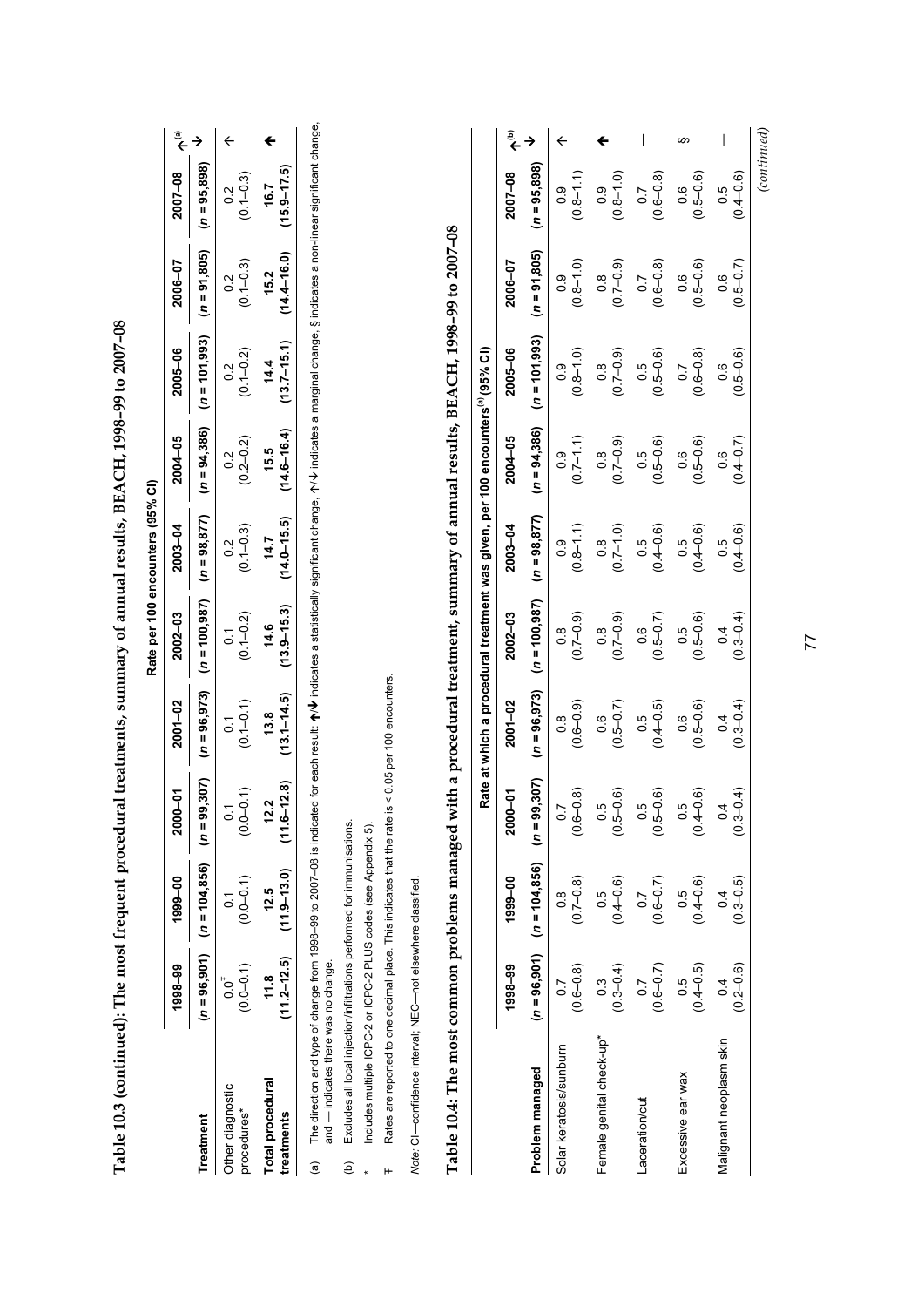## Table 10.3 (continued): The most frequent procedural treatments, summary of annual results, BEACH, 1998–99 to 2007–08

| Treatment | Rate per 100 encounters (95% CI) | | | | | | | | | | |
|---|---|---|---|---|---|---|---|---|---|---|---|
| | 1998–99 | 1999–00 | 2000–01 | 2001–02 | 2002–03 | 2003–04 | 2004–05 | 2005–06 | 2006–07 | 2007–08 | ↑↓[(a)] |
| | (n = 96,901) | (n = 104,856) | (n = 99,307) | (n = 96,973) | (n = 100,987) | (n = 98,877) | (n = 94,386) | (n = 101,993) | (n = 91,805) | (n = 95,898) | |
| Other diagnostic procedures* | 0.0[ŧ] (0.0–0.1) | 0.1 (0.0–0.1) | 0.1 (0.0–0.1) | 0.1 (0.1–0.1) | 0.1 (0.1–0.2) | 0.2 (0.1–0.3) | 0.2 (0.2–0.2) | 0.2 (0.1–0.2) | 0.2 (0.1–0.3) | 0.2 (0.1–0.3) | ↑ |
| **Total procedural treatments** | **11.8** (11.2–12.5) | **12.5** (11.9–13.0) | **12.2** (11.6–12.8) | **13.8** (13.1–14.5) | **14.6** (13.9–15.3) | **14.7** (14.0–15.5) | **15.5** (14.6–16.4) | **14.4** (13.7–15.1) | **15.2** (14.4–16.0) | **16.7** (15.9–17.5) | **↑** |

(a) The direction and type of change from 1998–99 to 2007–08 is indicated for each result: **↑**/**↓** indicates a statistically significant change, ↑/↓ indicates a marginal change, § indicates a non-linear significant change, and — indicates there was no change.

(b) Excludes all local injection/infiltrations performed for immunisations.

\* Includes multiple ICPC-2 or ICPC-2 PLUS codes (see Appendix 5).

ŧ Rates are reported to one decimal place. This indicates that the rate is < 0.05 per 100 encounters.

*Note:* CI—confidence interval; NEC—not elsewhere classified.

## Table 10.4: The most common problems managed with a procedural treatment, summary of annual results, BEACH, 1998–99 to 2007–08

| Problem managed | Rate at which a procedural treatment was given, per 100 encounters[(a)] (95% CI) | | | | | | | | | | |
|---|---|---|---|---|---|---|---|---|---|---|---|
| | 1998–99 | 1999–00 | 2000–01 | 2001–02 | 2002–03 | 2003–04 | 2004–05 | 2005–06 | 2006–07 | 2007–08 | ↑↓[(b)] |
| | (n = 96,901) | (n = 104,856) | (n = 99,307) | (n = 96,973) | (n = 100,987) | (n = 98,877) | (n = 94,386) | (n = 101,993) | (n = 91,805) | (n = 95,898) | |
| Solar keratosis/sunburn | 0.7 (0.6–0.8) | 0.8 (0.7–0.8) | 0.7 (0.6–0.8) | 0.8 (0.6–0.9) | 0.8 (0.7–0.9) | 0.9 (0.8–1.1) | 0.9 (0.7–1.1) | 0.9 (0.8–1.0) | 0.9 (0.8–1.0) | 0.9 (0.8–1.1) | ↑ |
| Female genital check-up* | 0.3 (0.3–0.4) | 0.5 (0.4–0.6) | 0.5 (0.5–0.6) | 0.6 (0.5–0.7) | 0.8 (0.7–0.9) | 0.8 (0.7–1.0) | 0.8 (0.7–0.9) | 0.8 (0.7–0.9) | 0.8 (0.7–0.9) | 0.9 (0.8–1.0) | **↑** |
| Laceration/cut | 0.7 (0.6–0.7) | 0.7 (0.6–0.7) | 0.5 (0.5–0.6) | 0.5 (0.4–0.5) | 0.6 (0.5–0.7) | 0.5 (0.4–0.6) | 0.5 (0.5–0.6) | 0.5 (0.5–0.6) | 0.7 (0.6–0.8) | 0.7 (0.6–0.8) | — |
| Excessive ear wax | 0.5 (0.4–0.5) | 0.5 (0.4–0.6) | 0.5 (0.4–0.6) | 0.6 (0.5–0.6) | 0.5 (0.5–0.6) | 0.5 (0.4–0.6) | 0.6 (0.5–0.6) | 0.7 (0.6–0.8) | 0.6 (0.5–0.6) | 0.6 (0.5–0.6) | § |
| Malignant neoplasm skin | 0.4 (0.2–0.6) | 0.4 (0.3–0.5) | 0.4 (0.3–0.4) | 0.4 (0.3–0.4) | 0.4 (0.3–0.4) | 0.5 (0.4–0.6) | 0.6 (0.4–0.7) | 0.6 (0.5–0.6) | 0.6 (0.5–0.7) | 0.5 (0.4–0.6) | — |

*(continued)*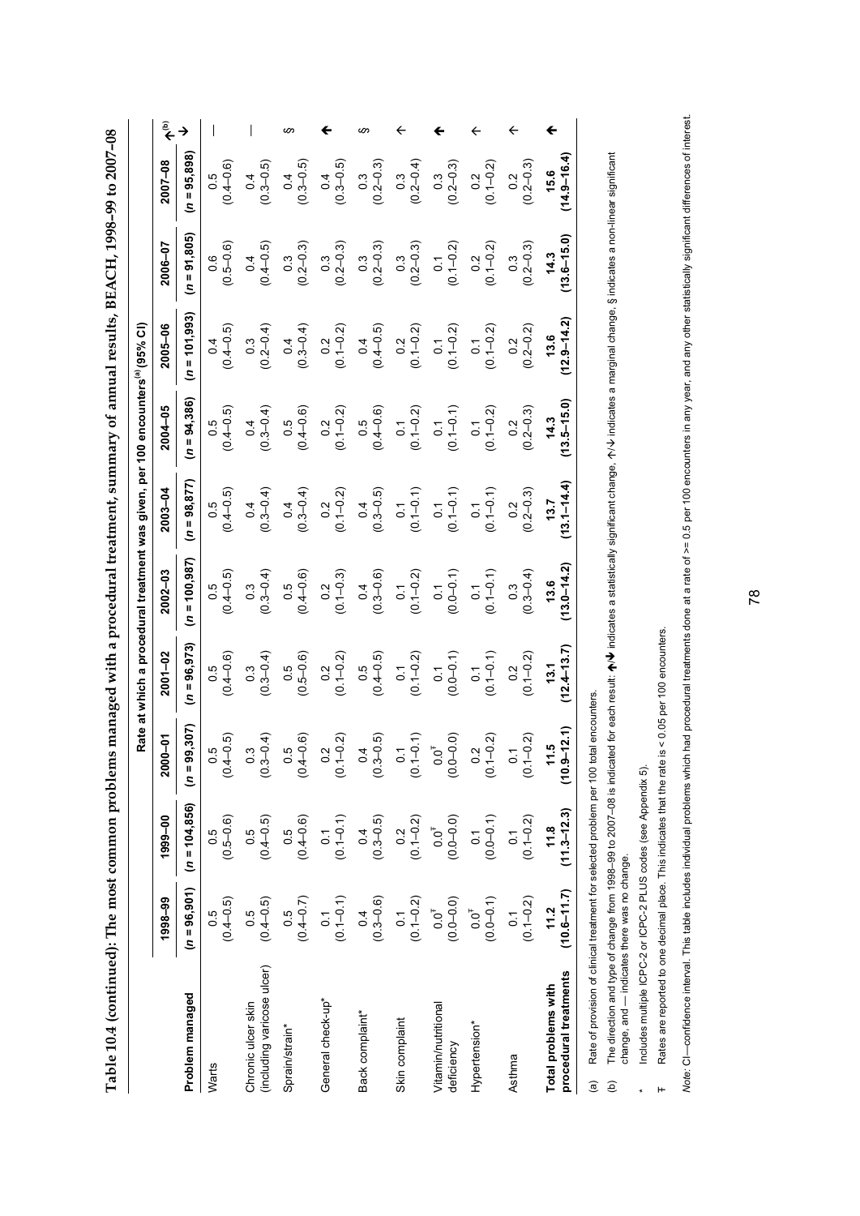**Table 10.4 (continued): The most common problems managed with a procedural treatment, summary of annual results, BEACH, 1998–99 to 2007–08**

| | Rate at which a procedural treatment was given, per 100 encounters[(a)] (95% CI) | | | | | | | | | | |
|---|---|---|---|---|---|---|---|---|---|---|---|
| | 1998–99 | 1999–00 | 2000–01 | 2001–02 | 2002–03 | 2003–04 | 2004–05 | 2005–06 | 2006–07 | 2007–08 | ↑↓[(b)] |
| **Problem managed** | (n = 96,901) | (n = 104,856) | (n = 99,307) | (n = 96,973) | (n = 100,987) | (n = 98,877) | (n = 94,386) | (n = 101,993) | (n = 91,805) | (n = 95,898) | |
| Warts | 0.5 (0.4–0.5) | 0.5 (0.5–0.6) | 0.5 (0.4–0.5) | 0.5 (0.4–0.6) | 0.5 (0.4–0.5) | 0.5 (0.4–0.5) | 0.5 (0.4–0.5) | 0.4 (0.4–0.5) | 0.6 (0.5–0.6) | 0.5 (0.4–0.6) | — |
| Chronic ulcer skin (including varicose ulcer) | 0.5 (0.4–0.5) | 0.5 (0.4–0.5) | 0.3 (0.3–0.4) | 0.3 (0.3–0.4) | 0.3 (0.3–0.4) | 0.4 (0.3–0.4) | 0.4 (0.3–0.4) | 0.3 (0.2–0.4) | 0.4 (0.4–0.5) | 0.4 (0.3–0.5) | — |
| Sprain/strain* | 0.5 (0.4–0.7) | 0.5 (0.4–0.6) | 0.5 (0.4–0.6) | 0.5 (0.5–0.6) | 0.5 (0.4–0.6) | 0.4 (0.3–0.4) | 0.5 (0.4–0.6) | 0.4 (0.3–0.4) | 0.3 (0.2–0.3) | 0.4 (0.3–0.5) | § |
| General check-up* | 0.1 (0.1–0.1) | 0.1 (0.1–0.1) | 0.2 (0.1–0.2) | 0.2 (0.1–0.2) | 0.2 (0.1–0.3) | 0.2 (0.1–0.2) | 0.2 (0.1–0.2) | 0.2 (0.1–0.2) | 0.3 (0.2–0.3) | 0.4 (0.3–0.5) | ↑ |
| Back complaint* | 0.4 (0.3–0.6) | 0.4 (0.3–0.5) | 0.4 (0.3–0.5) | 0.5 (0.4–0.5) | 0.4 (0.3–0.6) | 0.4 (0.3–0.5) | 0.5 (0.4–0.6) | 0.4 (0.4–0.5) | 0.3 (0.2–0.3) | 0.3 (0.2–0.3) | § |
| Skin complaint | 0.1 (0.1–0.2) | 0.2 (0.1–0.2) | 0.1 (0.1–0.1) | 0.1 (0.1–0.2) | 0.1 (0.1–0.2) | 0.1 (0.1–0.1) | 0.1 (0.1–0.2) | 0.2 (0.1–0.2) | 0.3 (0.2–0.3) | 0.3 (0.2–0.4) | ↑ |
| Vitamin/nutritional deficiency | 0.0[‡] (0.0–0.0) | 0.0[‡] (0.0–0.0) | 0.0[‡] (0.0–0.0) | 0.1 (0.0–0.1) | 0.1 (0.0–0.1) | 0.1 (0.1–0.1) | 0.1 (0.1–0.1) | 0.1 (0.1–0.2) | 0.1 (0.1–0.2) | 0.3 (0.2–0.3) | ↑ |
| Hypertension* | 0.0[‡] (0.0–0.1) | 0.1 (0.0–0.1) | 0.2 (0.1–0.2) | 0.1 (0.1–0.1) | 0.1 (0.1–0.1) | 0.1 (0.1–0.1) | 0.1 (0.1–0.2) | 0.1 (0.1–0.2) | 0.2 (0.1–0.2) | 0.2 (0.1–0.2) | ↑ |
| Asthma | 0.1 (0.1–0.2) | 0.1 (0.1–0.2) | 0.1 (0.1–0.2) | 0.2 (0.1–0.2) | 0.3 (0.3–0.4) | 0.2 (0.2–0.3) | 0.2 (0.2–0.3) | 0.2 (0.2–0.2) | 0.3 (0.2–0.3) | 0.2 (0.2–0.3) | ↑ |
| **Total problems with procedural treatments** | **11.2 (10.6–11.7)** | **11.8 (11.3–12.3)** | **11.5 (10.9–12.1)** | **13.1 (12.4–13.7)** | **13.6 (13.0–14.2)** | **13.7 (13.1–14.4)** | **14.3 (13.5–15.0)** | **13.6 (12.9–14.2)** | **14.3 (13.6–15.0)** | **15.6 (14.9–16.4)** | ↑ |

(a) Rate of provision of clinical treatment for selected problem per 100 total encounters.

(b) The direction and type of change from 1998–99 to 2007–08 is indicated for each result: ↑↓ indicates a statistically significant change, ↑/↓ indicates a marginal change, § indicates a non-linear significant change, and — indicates there was no change.

\* Includes multiple ICPC-2 or ICPC-2 PLUS codes (see Appendix 5).

‡ Rates are reported to one decimal place. This indicates that the rate is < 0.05 per 100 encounters.

*Note:* CI—confidence interval. This table includes individual problems which had procedural treatments done at a rate of >= 0.5 per 100 encounters in any year, and any other statistically significant differences of interest.